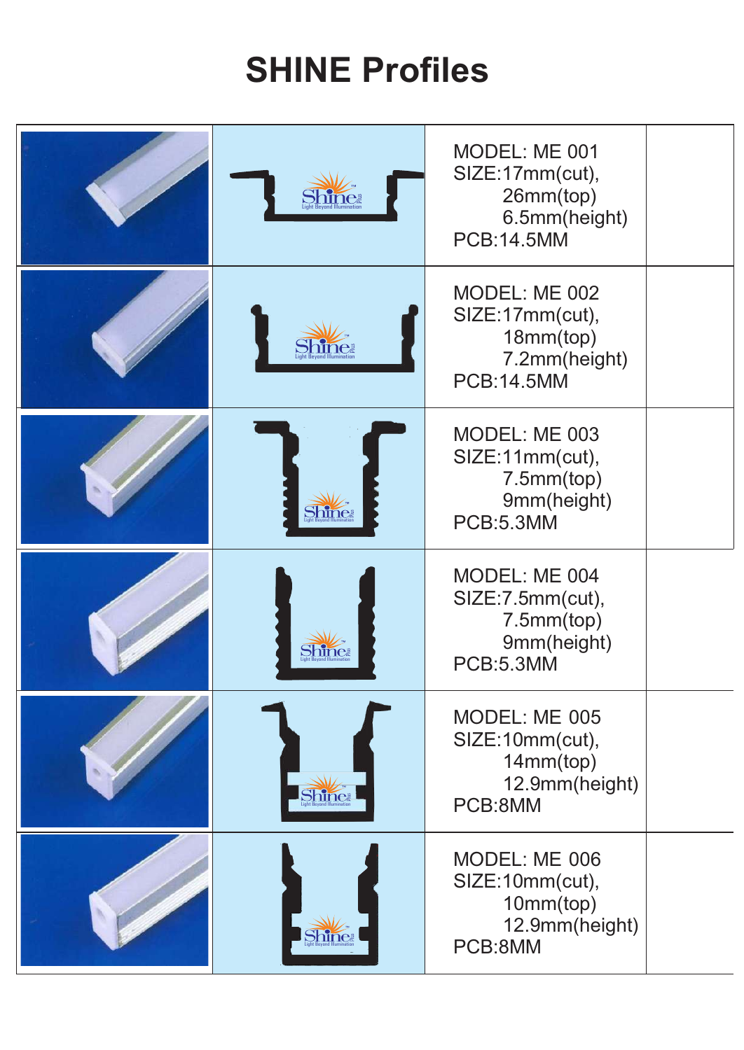# SHINE Profiles

| | | | |
|---|---|---|---|
| | | MODEL: ME 001<br>SIZE:17mm(cut),<br>26mm(top)<br>6.5mm(height)<br>PCB:14.5MM | |
| | | MODEL: ME 002<br>SIZE:17mm(cut),<br>18mm(top)<br>7.2mm(height)<br>PCB:14.5MM | |
| | | MODEL: ME 003<br>SIZE:11mm(cut),<br>7.5mm(top)<br>9mm(height)<br>PCB:5.3MM | |
| | | MODEL: ME 004<br>SIZE:7.5mm(cut),<br>7.5mm(top)<br>9mm(height)<br>PCB:5.3MM | |
| | | MODEL: ME 005<br>SIZE:10mm(cut),<br>14mm(top)<br>12.9mm(height)<br>PCB:8MM | |
| | | MODEL: ME 006<br>SIZE:10mm(cut),<br>10mm(top)<br>12.9mm(height)<br>PCB:8MM | |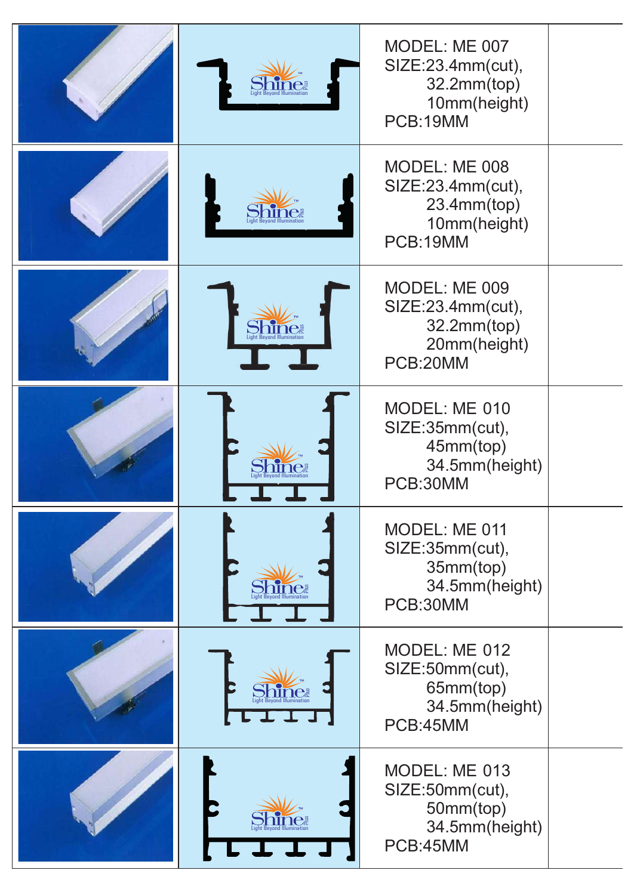| | | | |
|---|---|---|---|
| | | MODEL: ME 007<br>SIZE:23.4mm(cut),<br>32.2mm(top)<br>10mm(height)<br>PCB:19MM | |
| | | MODEL: ME 008<br>SIZE:23.4mm(cut),<br>23.4mm(top)<br>10mm(height)<br>PCB:19MM | |
| | | MODEL: ME 009<br>SIZE:23.4mm(cut),<br>32.2mm(top)<br>20mm(height)<br>PCB:20MM | |
| | | MODEL: ME 010<br>SIZE:35mm(cut),<br>45mm(top)<br>34.5mm(height)<br>PCB:30MM | |
| | | MODEL: ME 011<br>SIZE:35mm(cut),<br>35mm(top)<br>34.5mm(height)<br>PCB:30MM | |
| | | MODEL: ME 012<br>SIZE:50mm(cut),<br>65mm(top)<br>34.5mm(height)<br>PCB:45MM | |
| | | MODEL: ME 013<br>SIZE:50mm(cut),<br>50mm(top)<br>34.5mm(height)<br>PCB:45MM | |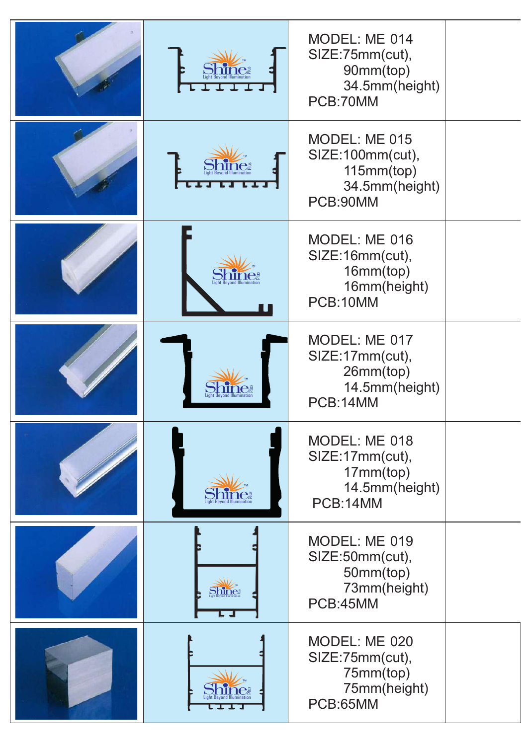| | | | |
|---|---|---|---|
| | | MODEL: ME 014<br>SIZE:75mm(cut),<br>90mm(top)<br>34.5mm(height)<br>PCB:70MM | |
| | | MODEL: ME 015<br>SIZE:100mm(cut),<br>115mm(top)<br>34.5mm(height)<br>PCB:90MM | |
| | | MODEL: ME 016<br>SIZE:16mm(cut),<br>16mm(top)<br>16mm(height)<br>PCB:10MM | |
| | | MODEL: ME 017<br>SIZE:17mm(cut),<br>26mm(top)<br>14.5mm(height)<br>PCB:14MM | |
| | | MODEL: ME 018<br>SIZE:17mm(cut),<br>17mm(top)<br>14.5mm(height)<br>PCB:14MM | |
| | | MODEL: ME 019<br>SIZE:50mm(cut),<br>50mm(top)<br>73mm(height)<br>PCB:45MM | |
| | | MODEL: ME 020<br>SIZE:75mm(cut),<br>75mm(top)<br>75mm(height)<br>PCB:65MM | |